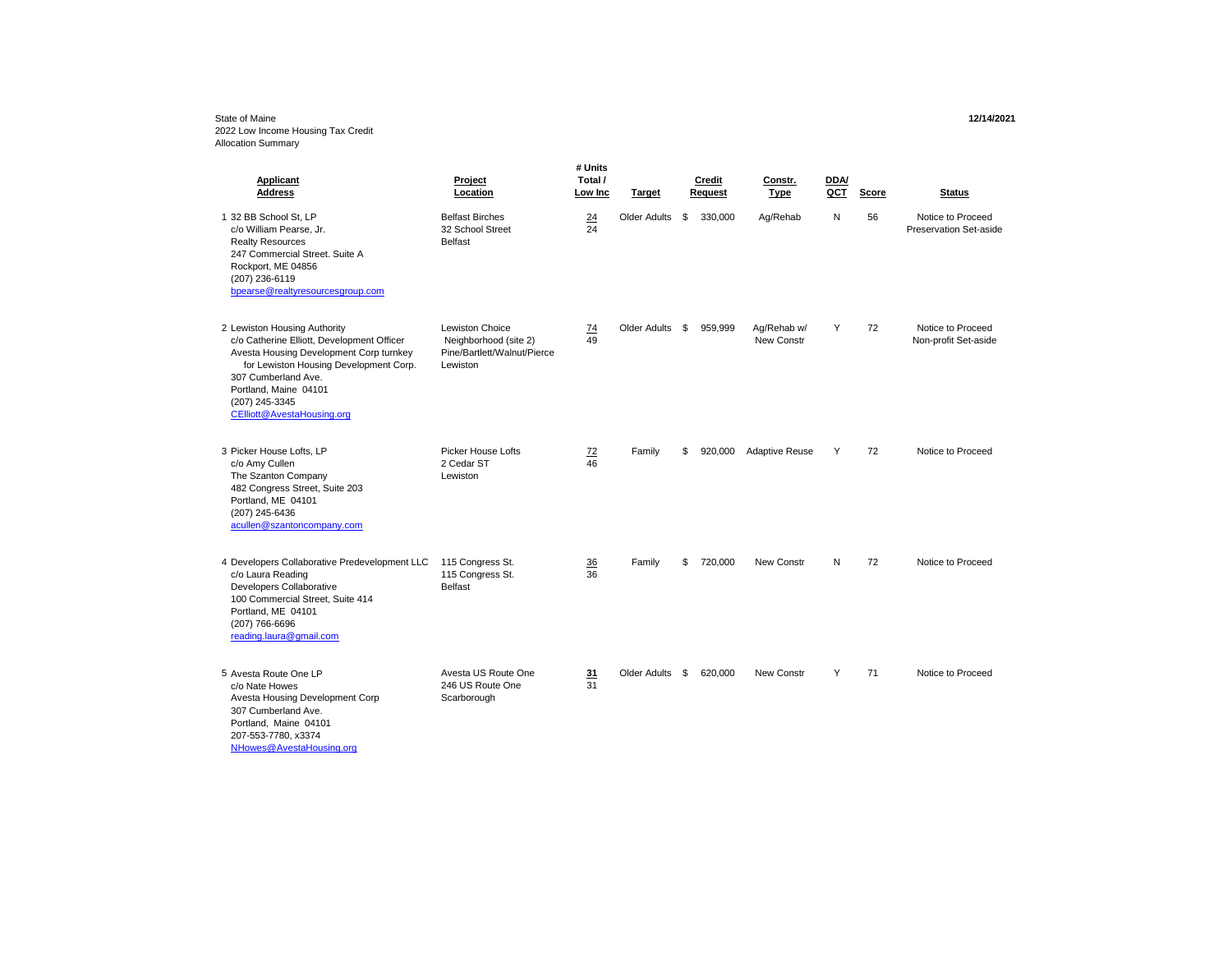State of Maine
2022 Low Income Housing Tax Credit
Allocation Summary

12/14/2021

| | Applicant Address | Project Location | # Units Total / Low Inc | Target | Credit Request | Constr. Type | DDA/ QCT | Score | Status |
|---|---|---|---|---|---|---|---|---|---|
| 1 | 32 BB School St, LP<br>c/o William Pearse, Jr.<br>Realty Resources<br>247 Commercial Street. Suite A<br>Rockport, ME 04856<br>(207) 236-6119<br>bpearse@realtyresourcesgroup.com | Belfast Birches<br>32 School Street<br>Belfast | 24 / 24 | Older Adults | $ 330,000 | Ag/Rehab | N | 56 | Notice to Proceed<br>Preservation Set-aside |
| 2 | Lewiston Housing Authority<br>c/o Catherine Elliott, Development Officer<br>Avesta Housing Development Corp turnkey for Lewiston Housing Development Corp.<br>307 Cumberland Ave.<br>Portland, Maine 04101<br>(207) 245-3345<br>CElliott@AvestaHousing.org | Lewiston Choice Neighborhood (site 2)<br>Pine/Bartlett/Walnut/Pierce<br>Lewiston | 74 / 49 | Older Adults | $ 959,999 | Ag/Rehab w/ New Constr | Y | 72 | Notice to Proceed<br>Non-profit Set-aside |
| 3 | Picker House Lofts, LP<br>c/o Amy Cullen<br>The Szanton Company<br>482 Congress Street, Suite 203<br>Portland, ME 04101<br>(207) 245-6436<br>acullen@szantoncompany.com | Picker House Lofts<br>2 Cedar ST<br>Lewiston | 72 / 46 | Family | $ 920,000 | Adaptive Reuse | Y | 72 | Notice to Proceed |
| 4 | Developers Collaborative Predevelopment LLC<br>c/o Laura Reading<br>Developers Collaborative<br>100 Commercial Street, Suite 414<br>Portland, ME 04101<br>(207) 766-6696<br>reading.laura@gmail.com | 115 Congress St.<br>115 Congress St.<br>Belfast | 36 / 36 | Family | $ 720,000 | New Constr | N | 72 | Notice to Proceed |
| 5 | Avesta Route One LP<br>c/o Nate Howes<br>Avesta Housing Development Corp<br>307 Cumberland Ave.<br>Portland, Maine 04101<br>207-553-7780, x3374<br>NHowes@AvestaHousing.org | Avesta US Route One<br>246 US Route One<br>Scarborough | 31 / 31 | Older Adults | $ 620,000 | New Constr | Y | 71 | Notice to Proceed |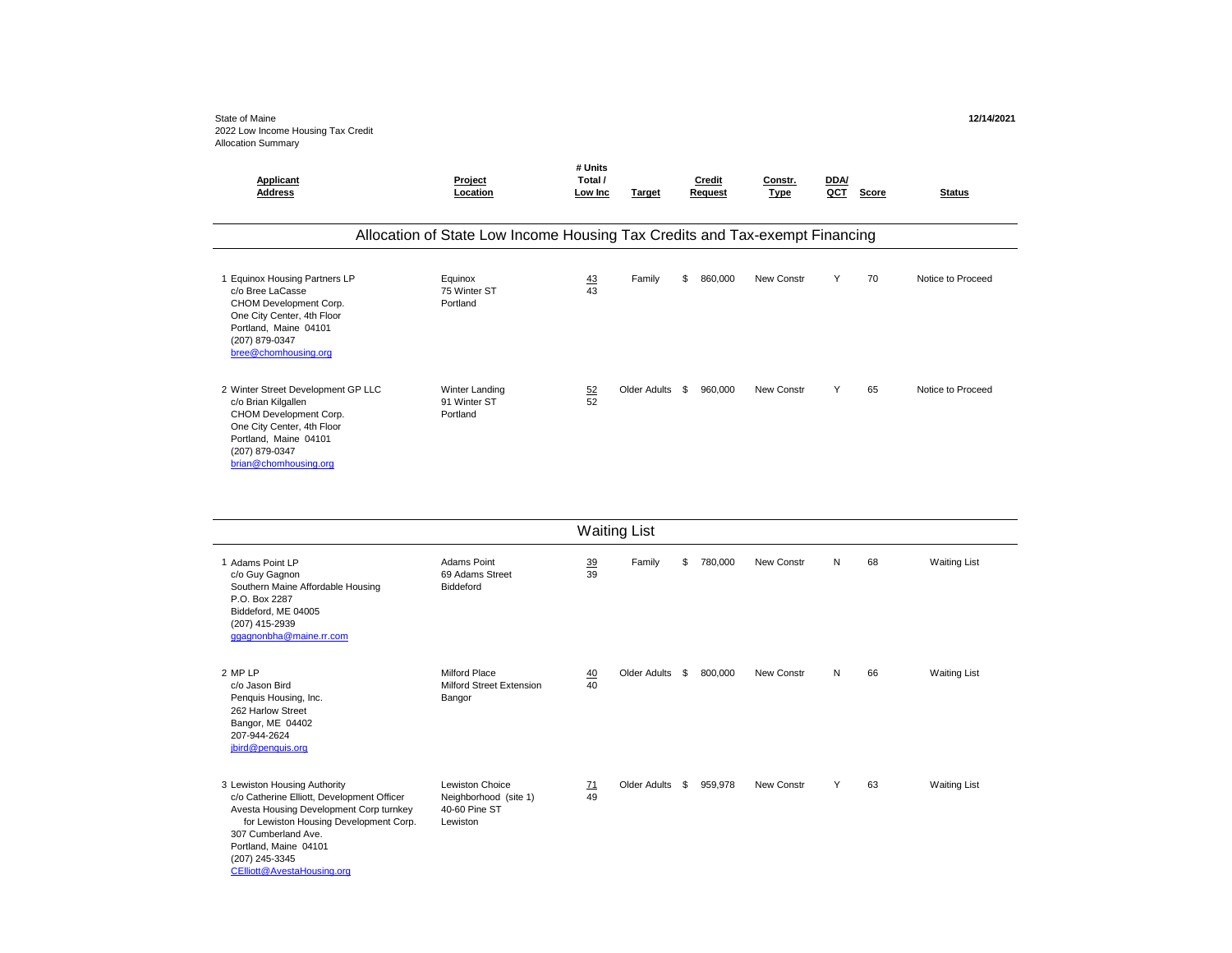State of Maine
2022 Low Income Housing Tax Credit
Allocation Summary

**12/14/2021**

| **Applicant Address** | **Project Location** | **# Units Total / Low Inc** | **Target** | **Credit Request** | **Constr. Type** | **DDA/ QCT** | **Score** | **Status** |
|---|---|---|---|---|---|---|---|---|
| **Allocation of State Low Income Housing Tax Credits and Tax-exempt Financing** | | | | | | | | |
| 1 Equinox Housing Partners LP<br>c/o Bree LaCasse<br>CHOM Development Corp.<br>One City Center, 4th Floor<br>Portland, Maine 04101<br>(207) 879-0347<br>bree@chomhousing.org | Equinox<br>75 Winter ST<br>Portland | 43<br>43 | Family | $ 860,000 | New Constr | Y | 70 | Notice to Proceed |
| 2 Winter Street Development GP LLC<br>c/o Brian Kilgallen<br>CHOM Development Corp.<br>One City Center, 4th Floor<br>Portland, Maine 04101<br>(207) 879-0347<br>brian@chomhousing.org | Winter Landing<br>91 Winter ST<br>Portland | 52<br>52 | Older Adults | $ 960,000 | New Constr | Y | 65 | Notice to Proceed |
| **Waiting List** | | | | | | | | |
| 1 Adams Point LP<br>c/o Guy Gagnon<br>Southern Maine Affordable Housing<br>P.O. Box 2287<br>Biddeford, ME 04005<br>(207) 415-2939<br>ggagnonbha@maine.rr.com | Adams Point<br>69 Adams Street<br>Biddeford | 39<br>39 | Family | $ 780,000 | New Constr | N | 68 | Waiting List |
| 2 MP LP<br>c/o Jason Bird<br>Penquis Housing, Inc.<br>262 Harlow Street<br>Bangor, ME 04402<br>207-944-2624<br>jbird@penquis.org | Milford Place<br>Milford Street Extension<br>Bangor | 40<br>40 | Older Adults | $ 800,000 | New Constr | N | 66 | Waiting List |
| 3 Lewiston Housing Authority<br>c/o Catherine Elliott, Development Officer<br>Avesta Housing Development Corp turnkey<br>for Lewiston Housing Development Corp.<br>307 Cumberland Ave.<br>Portland, Maine 04101<br>(207) 245-3345<br>CElliott@AvestaHousing.org | Lewiston Choice<br>Neighborhood (site 1)<br>40-60 Pine ST<br>Lewiston | 71<br>49 | Older Adults | $ 959,978 | New Constr | Y | 63 | Waiting List |